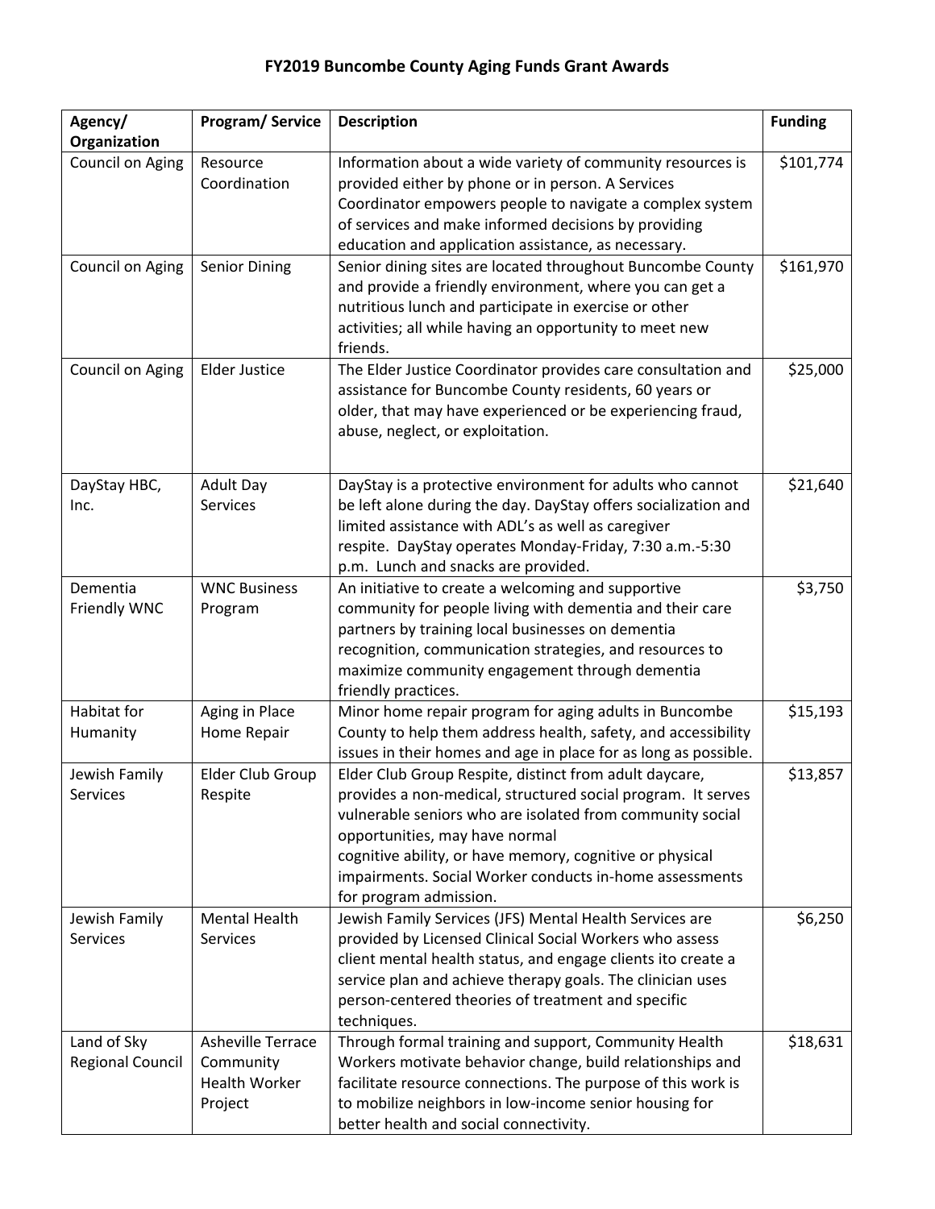# FY2019 Buncombe County Aging Funds Grant Awards

| Agency/ Organization | Program/ Service | Description | Funding |
|---|---|---|---|
| Council on Aging | Resource Coordination | Information about a wide variety of community resources is provided either by phone or in person. A Services Coordinator empowers people to navigate a complex system of services and make informed decisions by providing education and application assistance, as necessary. | $101,774 |
| Council on Aging | Senior Dining | Senior dining sites are located throughout Buncombe County and provide a friendly environment, where you can get a nutritious lunch and participate in exercise or other activities; all while having an opportunity to meet new friends. | $161,970 |
| Council on Aging | Elder Justice | The Elder Justice Coordinator provides care consultation and assistance for Buncombe County residents, 60 years or older, that may have experienced or be experiencing fraud, abuse, neglect, or exploitation. | $25,000 |
| DayStay HBC, Inc. | Adult Day Services | DayStay is a protective environment for adults who cannot be left alone during the day. DayStay offers socialization and limited assistance with ADL's as well as caregiver respite. DayStay operates Monday-Friday, 7:30 a.m.-5:30 p.m. Lunch and snacks are provided. | $21,640 |
| Dementia Friendly WNC | WNC Business Program | An initiative to create a welcoming and supportive community for people living with dementia and their care partners by training local businesses on dementia recognition, communication strategies, and resources to maximize community engagement through dementia friendly practices. | $3,750 |
| Habitat for Humanity | Aging in Place Home Repair | Minor home repair program for aging adults in Buncombe County to help them address health, safety, and accessibility issues in their homes and age in place for as long as possible. | $15,193 |
| Jewish Family Services | Elder Club Group Respite | Elder Club Group Respite, distinct from adult daycare, provides a non-medical, structured social program. It serves vulnerable seniors who are isolated from community social opportunities, may have normal cognitive ability, or have memory, cognitive or physical impairments. Social Worker conducts in-home assessments for program admission. | $13,857 |
| Jewish Family Services | Mental Health Services | Jewish Family Services (JFS) Mental Health Services are provided by Licensed Clinical Social Workers who assess client mental health status, and engage clients ito create a service plan and achieve therapy goals. The clinician uses person-centered theories of treatment and specific techniques. | $6,250 |
| Land of Sky Regional Council | Asheville Terrace Community Health Worker Project | Through formal training and support, Community Health Workers motivate behavior change, build relationships and facilitate resource connections. The purpose of this work is to mobilize neighbors in low-income senior housing for better health and social connectivity. | $18,631 |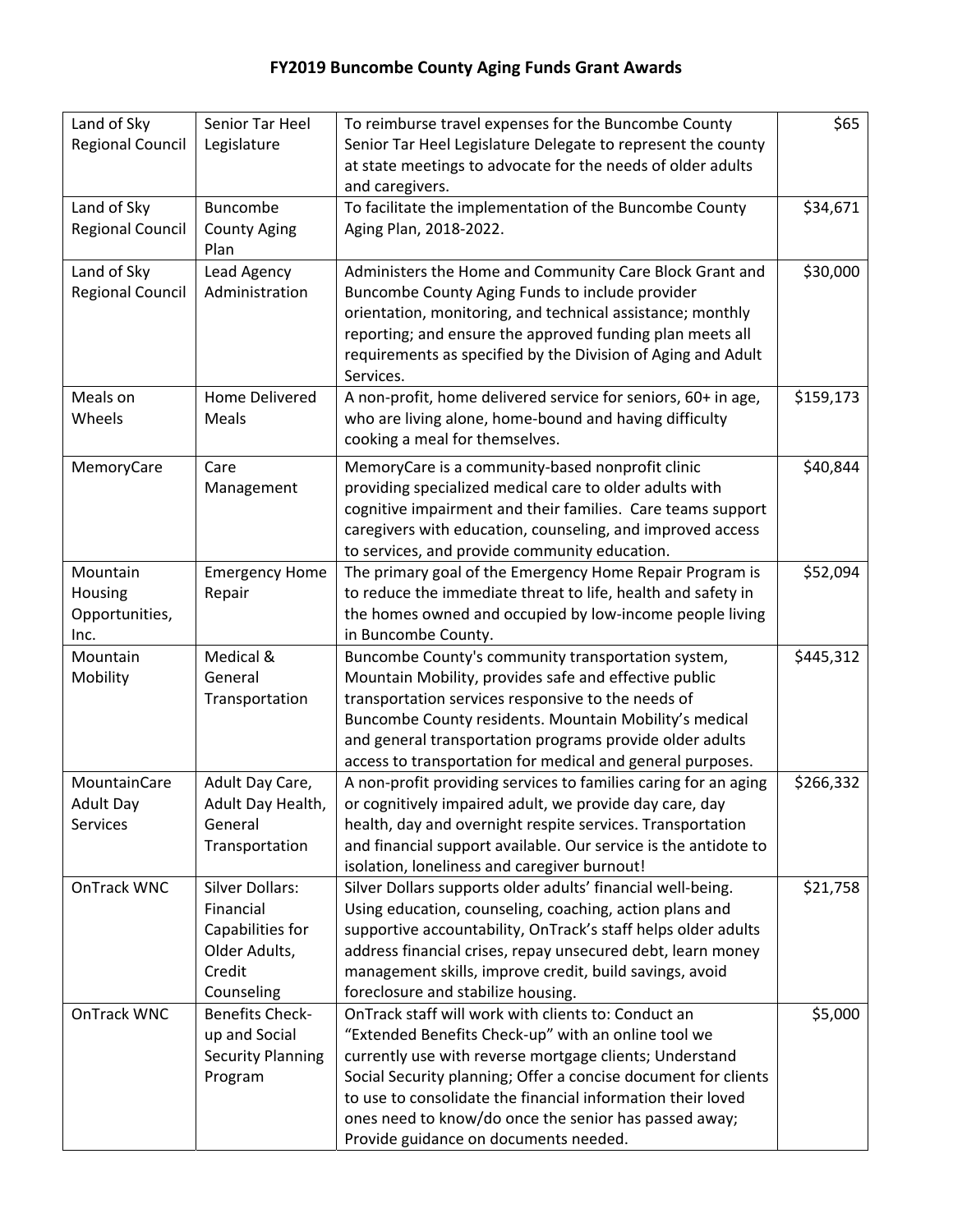# FY2019 Buncombe County Aging Funds Grant Awards

| | | | |
|---|---|---|---|
| Land of Sky Regional Council | Senior Tar Heel Legislature | To reimburse travel expenses for the Buncombe County Senior Tar Heel Legislature Delegate to represent the county at state meetings to advocate for the needs of older adults and caregivers. | $65 |
| Land of Sky Regional Council | Buncombe County Aging Plan | To facilitate the implementation of the Buncombe County Aging Plan, 2018-2022. | $34,671 |
| Land of Sky Regional Council | Lead Agency Administration | Administers the Home and Community Care Block Grant and Buncombe County Aging Funds to include provider orientation, monitoring, and technical assistance; monthly reporting; and ensure the approved funding plan meets all requirements as specified by the Division of Aging and Adult Services. | $30,000 |
| Meals on Wheels | Home Delivered Meals | A non-profit, home delivered service for seniors, 60+ in age, who are living alone, home-bound and having difficulty cooking a meal for themselves. | $159,173 |
| MemoryCare | Care Management | MemoryCare is a community-based nonprofit clinic providing specialized medical care to older adults with cognitive impairment and their families. Care teams support caregivers with education, counseling, and improved access to services, and provide community education. | $40,844 |
| Mountain Housing Opportunities, Inc. | Emergency Home Repair | The primary goal of the Emergency Home Repair Program is to reduce the immediate threat to life, health and safety in the homes owned and occupied by low-income people living in Buncombe County. | $52,094 |
| Mountain Mobility | Medical & General Transportation | Buncombe County's community transportation system, Mountain Mobility, provides safe and effective public transportation services responsive to the needs of Buncombe County residents. Mountain Mobility's medical and general transportation programs provide older adults access to transportation for medical and general purposes. | $445,312 |
| MountainCare Adult Day Services | Adult Day Care, Adult Day Health, General Transportation | A non-profit providing services to families caring for an aging or cognitively impaired adult, we provide day care, day health, day and overnight respite services. Transportation and financial support available. Our service is the antidote to isolation, loneliness and caregiver burnout! | $266,332 |
| OnTrack WNC | Silver Dollars: Financial Capabilities for Older Adults, Credit Counseling | Silver Dollars supports older adults' financial well-being. Using education, counseling, coaching, action plans and supportive accountability, OnTrack's staff helps older adults address financial crises, repay unsecured debt, learn money management skills, improve credit, build savings, avoid foreclosure and stabilize housing. | $21,758 |
| OnTrack WNC | Benefits Check-up and Social Security Planning Program | OnTrack staff will work with clients to: Conduct an "Extended Benefits Check-up" with an online tool we currently use with reverse mortgage clients; Understand Social Security planning; Offer a concise document for clients to use to consolidate the financial information their loved ones need to know/do once the senior has passed away; Provide guidance on documents needed. | $5,000 |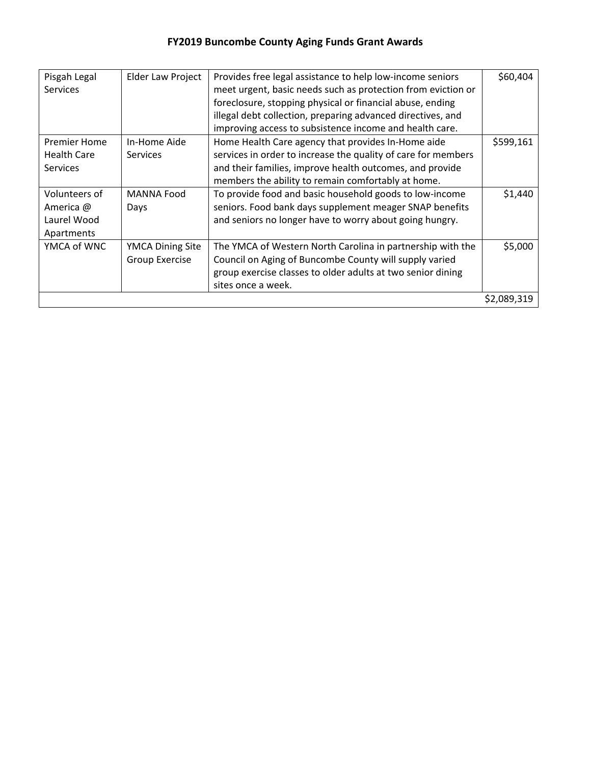# FY2019 Buncombe County Aging Funds Grant Awards

| | | | |
|---|---|---|---|
| Pisgah Legal Services | Elder Law Project | Provides free legal assistance to help low-income seniors meet urgent, basic needs such as protection from eviction or foreclosure, stopping physical or financial abuse, ending illegal debt collection, preparing advanced directives, and improving access to subsistence income and health care. | $60,404 |
| Premier Home Health Care Services | In-Home Aide Services | Home Health Care agency that provides In-Home aide services in order to increase the quality of care for members and their families, improve health outcomes, and provide members the ability to remain comfortably at home. | $599,161 |
| Volunteers of America @ Laurel Wood Apartments | MANNA Food Days | To provide food and basic household goods to low-income seniors. Food bank days supplement meager SNAP benefits and seniors no longer have to worry about going hungry. | $1,440 |
| YMCA of WNC | YMCA Dining Site Group Exercise | The YMCA of Western North Carolina in partnership with the Council on Aging of Buncombe County will supply varied group exercise classes to older adults at two senior dining sites once a week. | $5,000 |
| | | | $2,089,319 |